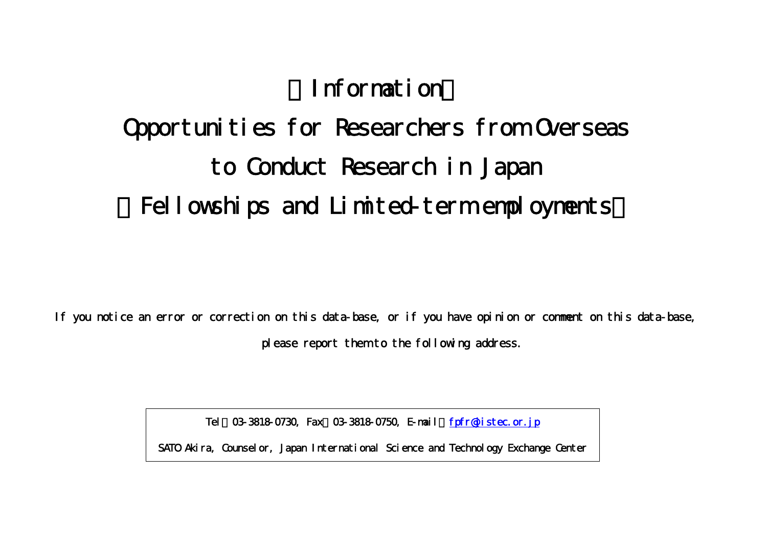# 【Information】

# Opportunities for Researchers from Overseas to Conduct Research in Japan

# （Fellowships and Limited-term employments）

If you notice an error or correction on this data-base, or if you have opinion or comment on this data-base, please report them to the following address.

| Tel：03-3818-0730, Fax：03-3818-0750, E-mail：fpfr@jistec.or.jp |
| --- |
| SATO Akira, Counselor, Japan International Science and Technology Exchange Center |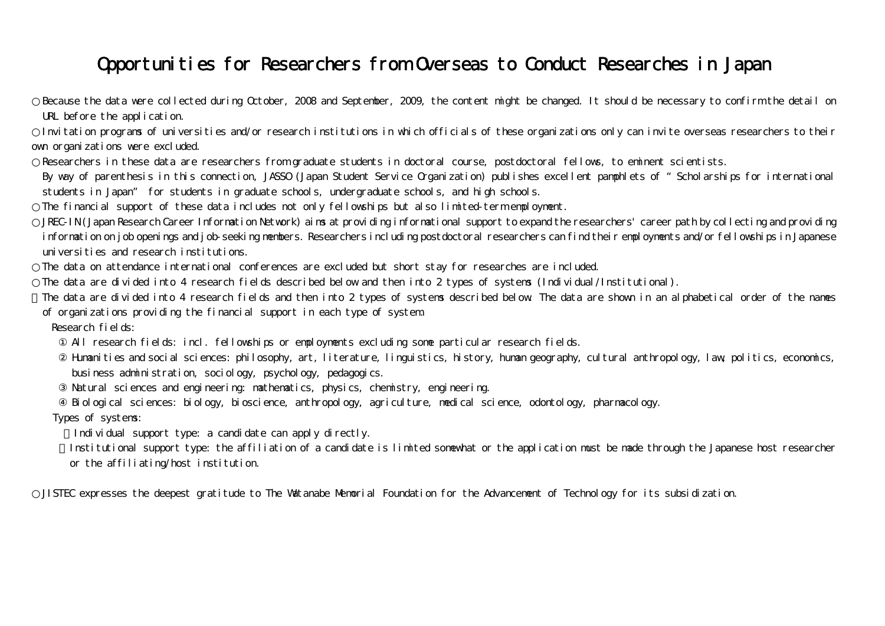# Opportunities for Researchers from Overseas to Conduct Researches in Japan

○ Because the data were collected during October, 2008 and September, 2009, the content might be changed. It should be necessary to confirm the detail on URL before the application.

○ Invitation programs of universities and/or research institutions in which officials of these organizations only can invite overseas researchers to their own organizations were excluded.

○ Researchers in these data are researchers from graduate students in doctoral course, postdoctoral fellows, to eminent scientists.
By way of parenthesis in this connection, JASSO (Japan Student Service Organization) publishes excellent pamphlets of "Scholarships for international students in Japan" for students in graduate schools, undergraduate schools, and high schools.

○ The financial support of these data includes not only fellowships but also limited-term employment.

○ JREC-IN (Japan Research Career Information Network) aims at providing informational support to expand the researchers' career path by collecting and providing information on job openings and job-seeking members. Researchers including postdoctoral researchers can find their employments and/or fellowships in Japanese universities and research institutions.

○ The data on attendance international conferences are excluded but short stay for researches are included.

○ The data are divided into 4 research fields described below and then into 2 types of systems (Individual/Institutional).

○ The data are divided into 4 research fields and then into 2 types of systems described below. The data are shown in an alphabetical order of the names of organizations providing the financial support in each type of system.

Research fields:

① All research fields: incl. fellowships or employments excluding some particular research fields.

② Humanities and social sciences: philosophy, art, literature, linguistics, history, human geography, cultural anthropology, law, politics, economics, business administration, sociology, psychology, pedagogics.

③ Natural sciences and engineering: mathematics, physics, chemistry, engineering.

④ Biological sciences: biology, bioscience, anthropology, agriculture, medical science, odontology, pharmacology.

Types of systems:

・Individual support type: a candidate can apply directly.

・Institutional support type: the affiliation of a candidate is limited somewhat or the application must be made through the Japanese host researcher or the affiliating/host institution.

○ JISTEC expresses the deepest gratitude to The Watanabe Memorial Foundation for the Advancement of Technology for its subsidization.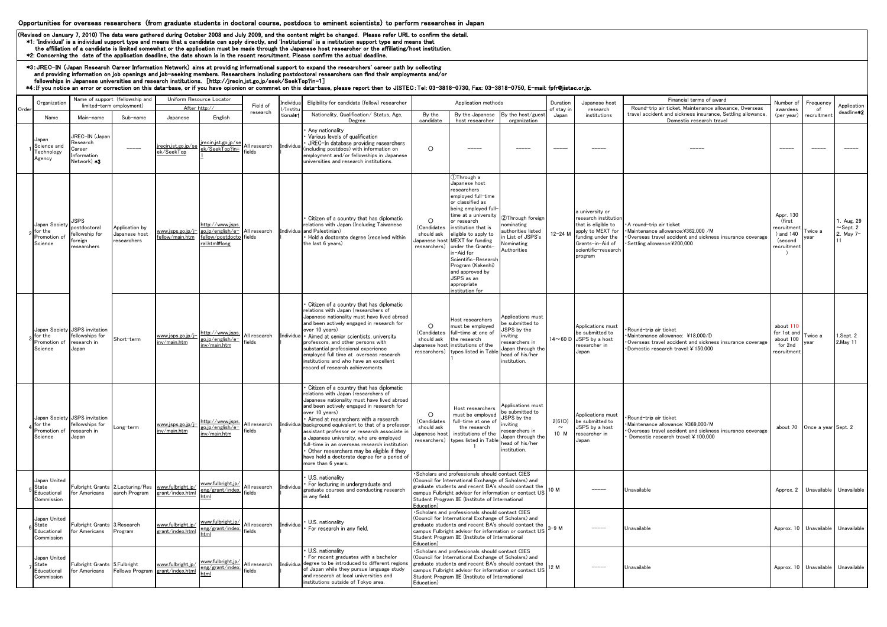# Opportunities for overseas researchers (from graduate students in doctoral course, postdocs to eminent scientists) to perform researches in Japan

(Revised on January 7, 2010) The data were gathered during October 2008 and July 2009, and the content might be changed. Please refer URL to confirm the detail.

*1: 'Individual' is a individual support type and means that a candidate can apply directly, and 'Institutional' is a institution support type and means that the affiliation of a candidate is limited somewhat or the application must be made through the Japanese host researcher or the affiliating/host institution.

*2: Concerning the date of the application deadline, the date shown is in the recent recruitment. Please confirm the actual deadline.

*3: JREC-IN (Japan Research Career Information Network) aims at providing informational support to expand the researchers' career path by collecting and providing information on job openings and job-seeking members. Researchers including postdoctoral researchers can find their employments and/or fellowships in Japanese universities and research institutions. [http://jrecin.jst.go.jp/seek/SeekTop?in=1]

*4: If you notice an error or correction on this data-base, or if you have opinion or commnet on this data-base, please report then to JISTEC: Tel: 03-3818-0730, Fax: 03-3818-0750, E-mail: fpfr@jistec.or.jp.

| Order | Organization | Name of support (fellowship and limited-term employment) | | Uniform Resource Locator After http:// | | Field of research | Individual/Institutional*1 | Eligibility for candidate (fellow) researcher | Application methods | | | Duration of stay in Japan | Japanese host research institutions | Financial terms of award | Number of awardees (per year) | Frequency of recruitment | Application deadline*2 |
|---|---|---|---|---|---|---|---|---|---|---|---|---|---|---|---|---|---|
| | Name | Main-name | Sub-name | Japanese | English | | | Nationality, Qualification/ Status, Age, Degree | By the candidate | By the Japanese host researcher | By the host/guest organization | | | Round-trip air ticket, Maintenance allowance, Overseas travel accident and sickness insurance, Settling allowance, Domestic research travel | | | |
| 1 | Japan Science and Technology Agency | JREC-IN (Japan Research Career Information Network) *3 | ----- | jrecin.jst.go.jp/seek/SeekTop | jrecin.jst.go.jp/seek/SeekTop?in=1 | All research fields | Individual | ・Any nationality<br>・Various levels of qualification<br>・JREC-In database providing researchers (including postdocs) with information on employment and/or fellowships in Japanese universities and research institutions. | ○ | ----- | ----- | ----- | ----- | ----- | ----- | ----- | ----- |
| 2 | Japan Society for the Promotion of Science | JSPS postdoctoral fellowship for foreign researchers | Application by Japanese host researchers | www.jsps.go.jp/j-fellow/main.htm | http://www.jsps.go.jp/english/e-fellow/postdoctoral.html#long | All research fields | Individual | ・Citizen of a country that has diplomatic relations with Japan (Including Taiwanese and Palestinian)<br>・Hold a doctorate degree (received within the last 6 years) | ○ (Candidates should ask Japanese host researchers) | ①Through a Japanese host researchers employed full-time or classified as being employed full-time at a university or research institution that is eligible to apply to MEXT for funding under the Grants-in-Aid for Scientific-Research Program (Kakenhi) and approved by JSPS as an appropriate institution for | ②Through foreign nominating authorities listed in List of JSPS's Nominating Authorities | 12~24 M | a university or research institution that is eligible to apply to MEXT for funding under the Grants-in-Aid of scientific-research program | ・A round-trip air ticket<br>・Maintenance allowance:¥362,000 /M<br>・Overseas travel accident and sickness insurance coverage<br>・Settling allowance:¥200,000 | Appr. 130 (first recruitment) and 140 (second recruitment) | Twice a year | 1. Aug. 29 ~Sept. 2<br>2. May 7-11 |
| 3 | Japan Society for the Promotion of Science | JSPS invitation fellowships for research in Japan | Short-term | www.jsps.go.jp/j-inv/main.htm | http://www.jsps.go.jp/english/e-inv/main.htm | All research fields | Individual | ・Citizen of a country that has diplomatic relations with Japan (researchers of Japanese nationality must have lived abroad and been actively engaged in research for over 10 years)<br>・Aimed at senior scientists, university professors, and other persons with substantial professional experience employed full time at overseas research institutions and who have an excellent record of research achievements | ○ (Candidates should ask Japanese host researchers) | Host researchers must be employed full-time at one of the research types listed in Table 1 | Applications must be submitted to JSPS by the inviting researchers in Japan through the head of his/her institution. | 14~60 D | Applications must be submitted to JSPS by a host researcher in Japan | ・Round-trip air ticket<br>・Maintenance allowance: ¥18,000/D<br>・Overseas travel accident and sickness insurance coverage<br>・Domestic research travel: ¥150,000 | about 110 for 1st and about 100 for 2nd recruitment | Twice a year | 1.Sept. 2<br>2.May 11 |
| 4 | Japan Society for the Promotion of Science | JSPS invitation fellowships for research in Japan | Long-term | www.jsps.go.jp/j-inv/main.htm | http://www.jsps.go.jp/english/e-inv/main.htm | All research fields | Individual | ・Citizen of a country that has diplomatic relations with Japan (researchers of Japanese nationality must have lived abroad and been actively engaged in research for over 10 years)<br>・Aimed at researchers with a research background equivalent to that of a professor, assistant professor or research associate in a Japanese university, who are employed full-time in an overseas research institution<br>・Other researchers may be eligible if they have held a doctorate degree for a period of more than 6 years. | ○ (Candidates should ask Japanese host researchers) | Host researchers must be employed full-time at one of the research institutions of the types listed in Table 1 | Applications must be submitted to JSPS by the inviting researchers in Japan through the head of his/her institution. | 2(61D) ~ 10 M | Applications must be submitted to JSPS by a host researcher in Japan | ・Round-trip air ticket<br>・Maintenance allowance: ¥369,000/M<br>・Overseas travel accident and sickness insurance coverage<br>・Domestic research travel: ¥100,000 | about 70 | Once a year | Sept. 2 |
| 5 | Japan United State Educational Commission | Fulbright Grants for Americans | 2.Lecturing/Research Program | www.fulbright.jp/grant/index.html | www.fulbright.jp/eng/grant/index.html | All research fields | Individual | ・U.S. nationality<br>・For lecturing in undergraduate and graduate courses and conducting research in any field. | ・Scholars and professionals should contact CIES (Council for International Exchange of Scholars) and graduate students and recent BA's should contact the campus Fulbright advisor for information or contact US Student Program IIE (Institute of International Education) | | | 10 M | ----- | Unavailable | Approx. 2 | Unavailable | Unavailable |
| 6 | Japan United State Educational Commission | Fulbright Grants for Americans | 3.Research Program | www.fulbright.jp/grant/index.html | www.fulbright.jp/eng/grant/index.html | All research fields | Individual | ・U.S. nationality<br>・For research in any field. | ・Scholars and professionals should contact CIES (Council for International Exchange of Scholars) and graduate students and recent BA's should contact the campus Fulbright advisor for information or contact US Student Program IIE (Institute of International Education) | | | 3-9 M | ----- | Unavailable | Approx. 10 | Unavailable | Unavailable |
| 7 | Japan United State Educational Commission | Fulbright Grants for Americans | 5.Fulbright Fellows Program | www.fulbright.jp/grant/index.html | www.fulbright.jp/eng/grant/index.html | All research fields | Individual | ・U.S. nationality<br>・For recent graduates with a bachelor degree to be introduced to different regions of Japan while they pursue language study and research at local universities and institutions outside of Tokyo area. | ・Scholars and professionals should contact CIES (Council for International Exchange of Scholars) and graduate students and recent BA's should contact the campus Fulbright advisor for information or contact US Student Program IIE (Institute of International Education) | | | 12 M | ----- | Unavailable | Approx. 10 | Unavailable | Unavailable |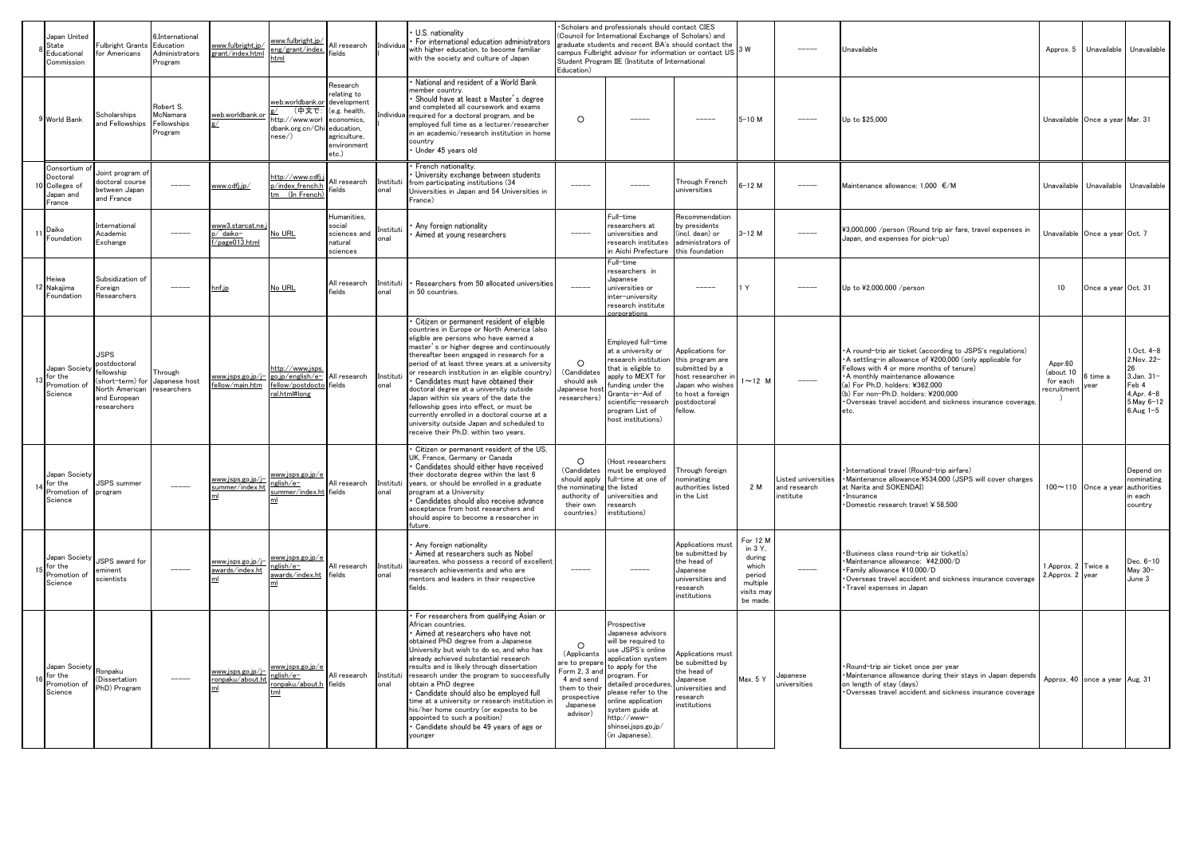| 8 | Japan United State Educational Commission | Fulbright Grants for Americans | 6.International Education Administrators Program | www.fulbright.jp/grant/index.html | www.fulbright.jp/eng/grant/index.html | All research fields | Individual | • U.S. nationality<br>• For international education administrators with higher education, to become familiar with the society and culture of Japan | •Scholars and professionals should contact CIES (Council for International Exchange of Scholars) and graduate students and recent BA's should contact the campus Fulbright advisor for information or contact US Student Program IIE (Institute of International Education) | | | 3 W | ----- | Unavailable | Approx. 5 | Unavailable | Unavailable |
|---|---|---|---|---|---|---|---|---|---|---|---|---|---|---|---|---|---|
| 9 | World Bank | Scholarships and Fellowships | Robert S. McNamara Fellowships Program | web.worldbank.org/ | web.worldbank.org/ (中文で：http://www.worldbank.org.cn/Chinese/) | Research relating to development (e.g. health, economics, education, agriculture, environment etc.) | Individual | • National and resident of a World Bank member country.<br>• Should have at least a Master's degree and completed all coursework and exams required for a doctoral program, and be employed full time as a lecturer/researcher in an academic/research institution in home country<br>• Under 45 years old | ○ | ----- | ----- | 5~10 M | ----- | Up to $25,000 | Unavailable | Once a year | Mar. 31 |
| 10 | Consortium of Doctoral Colleges of Japan and France | Joint program of doctoral course between Japan and France | ----- | www.cdfj.jp/ | http://www.cdfj.jp/index_french.htm (In French) | All research fields | Institutional | • French nationality.<br>• University exchange between students from participating institutions (34 Universities in Japan and 54 Universities in France) | ----- | ----- | Through French universities | 6~12 M | ----- | Maintenance allowance: 1,000 €/M | Unavailable | Unavailable | Unavailable |
| 11 | Daiko Foundation | International Academic Exchange | ----- | www3.starcat.ne.jp/~daiko-f/page013.html | No URL | Humanities, social sciences and natural sciences | Institutional | • Any foreign nationality<br>• Aimed at young researchers | ----- | Full-time researchers at universities and research institutes in Aichi Prefecture | Recommendation by presidents (incl. dean) or administrators of this foundation | 3~12 M | ----- | ¥3,000,000 /person (Round trip air fare, travel expenses in Japan, and expenses for pick-up) | Unavailable | Once a year | Oct. 7 |
| 12 | Heiwa Nakajima Foundation | Subsidization of Foreign Researchers | ----- | hnf.jp | No URL | All research fields | Institutional | • Researchers from 50 allocated universities in 50 countries. | ----- | Full-time researchers in Japanese universities or inter-university research institute corporations | ----- | 1 Y | ----- | Up to ¥2,000,000 /person | 10 | Once a year | Oct. 31 |
| 13 | Japan Society for the Promotion of Science | JSPS postdoctoral fellowship (short-term) for North American and European researchers | Through Japanese host researchers | www.jsps.go.jp/j-fellow/main.htm | http://www.jsps.go.jp/english/e-fellow/postdoctoral.html#long | All research fields | Institutional | • Citizen or permanent resident of eligible countries in Europe or North America (also eligible are persons who have earned a master's or higher degree and continuously thereafter been engaged in research for a period of at least three years at a university or research institution in an eligible country)<br>• Candidates must have obtained their doctoral degree at a university outside Japan within six years of the date the fellowship goes into effect, or must be currently enrolled in a doctoral course at a university outside Japan and scheduled to receive their Ph.D. within two years. | ○ (Candidates should ask Japanese host researchers) | Employed full-time at a university or research institution that is eligible to apply to MEXT for funding under the Grants-in-Aid of scientific-research program List of host institutions) | Applications for this program are submitted by a host researcher in Japan who wishes to host a foreign postdoctoral fellow. | 1~12 M | ----- | •A round-trip air ticket (according to JSPS's regulations)<br>•A settling-in allowance of ¥200,000 (only applicable for Fellows with 4 or more months of tenure)<br>•A monthly maintenance allowance<br>(a) For Ph.D. holders: ¥362,000<br>(b) For non-Ph.D. holders: ¥200,000<br>•Overseas travel accident and sickness insurance coverage, etc. | Appr.60 (about 10 for each recruitment) | 6 time a year | 1.Oct. 4-8<br>2.Nov. 22-26<br>3.Jan. 31-Feb 4<br>4.Apr. 4-8<br>5.May 6-12<br>6.Aug 1-5 |
| 14 | Japan Society for the Promotion of Science | JSPS summer program | ----- | www.jsps.go.jp/j-summer/index.html | www.jsps.go.jp/english/e-summer/index.html | All research fields | Institutional | • Citizen or permanent resident of the US, UK, France, Germany or Canada<br>• Candidates should either have received their doctorate degree within the last 6 years, or should be enrolled in a graduate program at a University<br>• Candidates should also receive advance acceptance from host researchers and should aspire to become a researcher in future. | ○ (Candidates should apply the nominating authority of their own countries) | (Host researchers must be employed full-time at one of the listed universities and research institutions) | Through foreign nominating authorities listed in the List | 2 M | Listed universities and research institute | •International travel (Round-trip airfare)<br>•Maintenance allowance:¥534,000 (JSPS will cover charges at Narita and SOKENDAI)<br>•Insurance<br>•Domestic research travel:¥58,500 | 100~110 | Once a year | Depend on nominating authorities in each country |
| 15 | Japan Society for the Promotion of Science | JSPS award for eminent scientists | ----- | www.jsps.go.jp/j-awards/index.html | www.jsps.go.jp/english/e-awards/index.html | All research fields | Institutional | • Any foreign nationality<br>• Aimed at researchers such as Nobel laureates, who possess a record of excellent research achievements and who are mentors and leaders in their respective fields. | ----- | ----- | Applications must be submitted by the head of Japanese universities and research institutions | For 12 M in 3 Y, during which period multiple visits may be made. | ----- | •Business class round-trip air ticket(s)<br>•Maintenance allowance: ¥42,000/D<br>•Family allowance ¥10,000/D<br>•Overseas travel accident and sickness insurance coverage<br>•Travel expenses in Japan | 1.Approx. 2<br>2.Approx. 2 | Twice a year | Dec. 6-10<br>May 30-June 3 |
| 16 | Japan Society for the Promotion of Science | Ronpaku (Dissertation PhD) Program | ----- | www.jsps.go.jp/j-ronpaku/about.html | www.jsps.go.jp/english/e-ronpaku/about.html | All research fields | Institutional | • For researchers from qualifying Asian or African countries.<br>• Aimed at researchers who have not obtained PhD degree from a Japanese University but wish to do so, and who has already achieved substantial research results and is likely through dissertation research under the program to successfully obtain a PhD degree<br>• Candidate should also be employed full time at a university or research institution in his/her home country (or expects to be appointed to such a position)<br>• Candidate should be 49 years of age or younger | ○ (Applicants are to prepare Form 2, 3 and 4 and send them to their prospective Japanese advisor) | Prospective Japanese advisors will be required to use JSPS's online application system to apply for the program. For detailed procedures, please refer to the online application system guide at http://www-shinsei.jsps.go.jp/ (in Japanese). | Applications must be submitted by the head of Japanese universities and research institutions | Max. 5 Y | Japanese universities | •Round-trip air ticket once per year<br>•Maintenance allowance during their stays in Japan depends on length of stay (days)<br>•Overseas travel accident and sickness insurance coverage | Approx. 40 | once a year | Aug. 31 |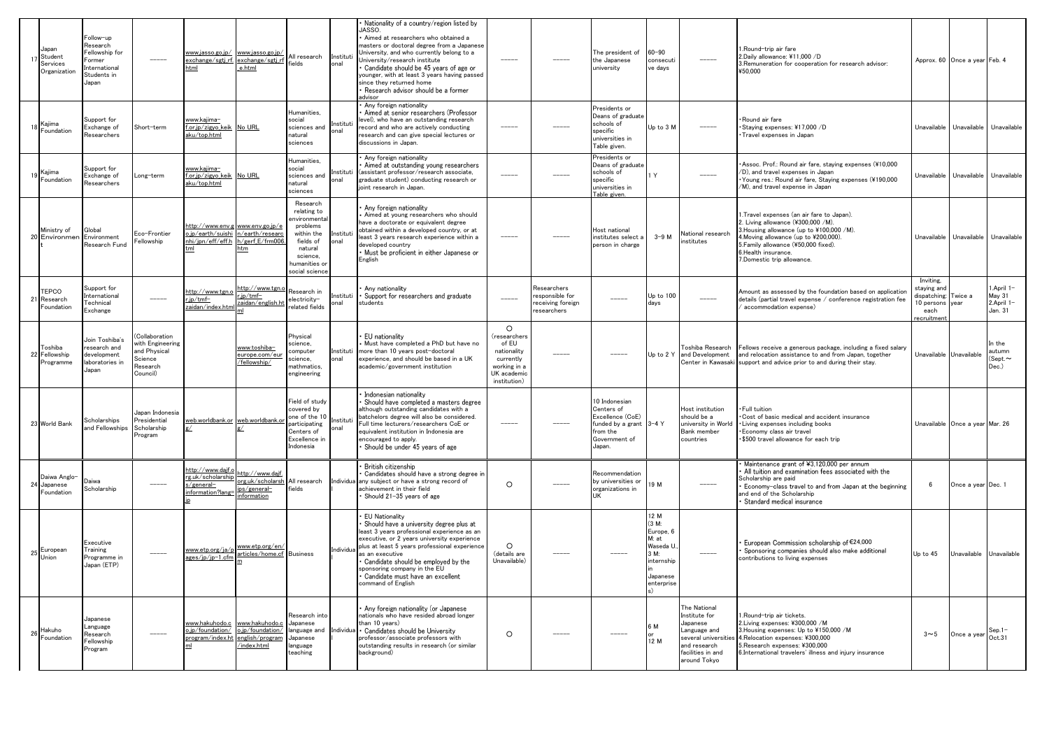| 17 | Japan Student Services Organization | Follow-up Research Fellowship for Former International Students in Japan | ----- | www.jasso.go.jp/exchange/sgtj_rf.html | www.jasso.go.jp/exchange/sgtj_rf_e.html | All research fields | Institutional | • Nationality of a country/region listed by JASSO.<br>• Aimed at researchers who obtained a masters or doctoral degree from a Japanese University, and who currently belong to a University/research institute<br>• Candidate should be 45 years of age or younger, with at least 3 years having passed since they returned home<br>• Research advisor should be a former advisor | ----- | ----- | The president of the Japanese university | 60-90 consecutive days | ----- | 1.Round-trip air fare<br>2.Daily allowance: ¥11,000 /D<br>3.Remuneration for cooperation for research advisor: ¥50,000 | Approx. 60 | Once a year | Feb. 4 |
|---|---|---|---|---|---|---|---|---|---|---|---|---|---|---|---|---|---|
| 18 | Kajima Foundation | Support for Exchange of Researchers | Short-term | www.kajima-f.or.jp/zigyo_keikaku/top.html | No URL | Humanities, social sciences and natural sciences | Institutional | • Any foreign nationality<br>• Aimed at senior researchers (Professor level), who have an outstanding research record and who are actively conducting research and can give special lectures or discussions in Japan. | ----- | ----- | Presidents or Deans of graduate schools of specific universities in Table given. | Up to 3 M | ----- | •Round air fare<br>•Staying expenses: ¥17,000 /D<br>•Travel expenses in Japan | Unavailable | Unavailable | Unavailable |
| 19 | Kajima Foundation | Support for Exchange of Researchers | Long-term | www.kajima-f.or.jp/zigyo_keikaku/top.html | No URL | Humanities, social sciences and natural sciences | Institutional | • Any foreign nationality<br>• Aimed at outstanding young researchers (assistant professor/research associate, graduate student) conducting research or joint research in Japan. | ----- | ----- | Presidents or Deans of graduate schools of specific universities in Table given. | 1 Y | ----- | •Assoc. Prof.: Round air fare, staying expenses (¥10,000 /D), and travel expenses in Japan<br>•Young res.: Round air fare, Staying expenses (¥190,000 /M), and travel expense in Japan | Unavailable | Unavailable | Unavailable |
| 20 | Ministry of Environment | Global Environment Research Fund | Eco-Frontier Fellowship | http://www.env.go.jp/earth/suishinhi/jpn/eff/effh.html | www.env.go.jp/en/earth/research/gerf_E/frm006.htm | Research relating to environmental problems within the fields of natural science, humanities or social science | Institutional | • Any foreign nationality<br>• Aimed at young researchers who should have a doctorate or equivalent degree obtained within a developed country, or at least 3 years research experience within a developed country<br>• Must be proficient in either Japanese or English | ----- | ----- | Host national institutes select a person in charge | 3-9 M | National research institutes | 1.Travel expenses (an air fare to Japan).<br>2. Living allowance (¥300,000 /M).<br>3.Housing allowance (up to ¥100,000 /M).<br>4.Moving allowance (up to ¥200,000).<br>5.Family allowance (¥50,000 fixed).<br>6.Health insurance.<br>7.Domestic trip allowance. | Unavailable | Unavailable | Unavailable |
| 21 | TEPCO Research Foundation | Support for International Technical Exchange | ----- | http://www.tgn.or.jp/tmf-zaidan/index.html | http://www.tgn.or.jp/tmf-zaidan/english.html | Research in electricity-related fields | Institutional | • Any nationality<br>• Support for researchers and graduate students | ----- | Researchers responsible for receiving foreign researchers | ----- | Up to 100 days | ----- | Amount as assessed by the foundation based on application details (partial travel expense / conference registration fee / accommodation expense) | Inviting, staying and dispatching: 10 persons each recruitment | Twice a year | 1.April 1-May 31<br>2.April 1-Jan. 31 |
| 22 | Toshiba Fellowship Programme | Join Toshiba's research and development laboratories in Japan | (Collaboration with Engineering and Physical Science Research Council) | | www.toshiba-europe.com/eur/fellowship/ | Physical science, computer science, mathmatics, engineering | Institutional | • EU nationality<br>• Must have completed a PhD but have no more than 10 years post-doctoral experience, and should be based in a UK academic/government institution | ○ (researchers of EU nationality currently working in a UK academic institution) | ----- | ----- | Up to 2 Y | Toshiba Research and Development Center in Kawasaki | Fellows receive a generous package, including a fixed salary and relocation assistance to and from Japan, together support and advice prior to and during their stay. | Unavailable | Unavailable | In the autumn (Sept.~Dec.) |
| 23 | World Bank | Scholarships and Fellowships | Japan Indonesia Presidential Scholarship Program | web.worldbank.org/ | web.worldbank.org/ | Field of study covered by one of the 10 participating Centers of Excellence in Indonesia | Institutional | • Indonesian nationality<br>• Should have completed a masters degree although outstanding candidates with a batchelors degree will also be considered. Full time lecturers/researchers CoE or equivalent institution in Indonesia are encouraged to apply.<br>• Should be under 45 years of age | ----- | ----- | 10 Indonesian Centers of Excellence (CoE) funded by a grant from the Government of Japan. | 3-4 Y | Host institution should be a university in World Bank member countries | •Full tuition<br>•Cost of basic medical and accident insurance<br>•Living expenses including books<br>•Economy class air travel<br>•$500 travel allowance for each trip | Unavailable | Once a year | Mar. 26 |
| 24 | Daiwa Anglo-Japanese Foundation | Daiwa Scholarship | ----- | http://www.daijf.org.uk/scholarships/general-information?lang=jp | http://www.dajf.org.uk/scholarships/general-information | All research fields | Individual | • British citizenship<br>• Candidates should have a strong degree in any subject or have a strong record of achievement in their field<br>• Should 21-35 years of age | ○ | ----- | Recommendation by universities or organizations in UK | 19 M | ----- | • Maintenance grant of ¥3,120,000 per annum<br>• All tuition and examination fees associated with the Scholarship are paid<br>• Economy-class travel to and from Japan at the beginning and end of the Scholarship<br>• Standard medical insurance | 6 | Once a year | Dec. 1 |
| 25 | European Union | Executive Training Programme in Japan (ETP) | ----- | www.etp.org/ja/pages/jp/jp-1.cfm | www.etp.org/en/articles/home.cfm | Business | Individual | • EU Nationality<br>• Should have a university degree plus at least 3 years professional experience as an executive, or 2 years university experience plus at least 5 years professional experience as an executive<br>• Candidate should be employed by the sponsoring company in the EU<br>• Candidate must have an excellent command of English | ○ (details are Unavailable) | ----- | ----- | 12 M (3 M: Europe, 6 M: at Waseda U., 3 M: internship in Japanese enterprises) | ----- | • European Commission scholarship of €24,000<br>• Sponsoring companies should also make additional contributions to living expenses | Up to 45 | Unavailable | Unavailable |
| 26 | Hakuho Foundation | Japanese Language Research Fellowship Program | ----- | www.hakuhodo.co.jp/foundation/program/index.html | www.hakuhodo.co.jp/foundation/english/program/index.html | Research into Japanese language and Japanese language teaching | Individual | • Any foreign nationality (or Japanese nationals who have resided abroad longer than 10 years)<br>• Candidates should be University professor/associate professors with outstanding results in research (or similar background) | ○ | ----- | ----- | 6 M or 12 M | The National Institute for Japanese Language and several universities and research facilities in and around Tokyo | 1.Round-trip air tickets.<br>2.Living expenses: ¥300,000 /M<br>3.Housing expenses: Up to ¥150,000 /M<br>4.Relocation expenses: ¥300,000<br>5.Research expenses: ¥300,000<br>6.International travelers' illness and injury insurance | 3~5 | Once a year | Sep.1-Oct.31 |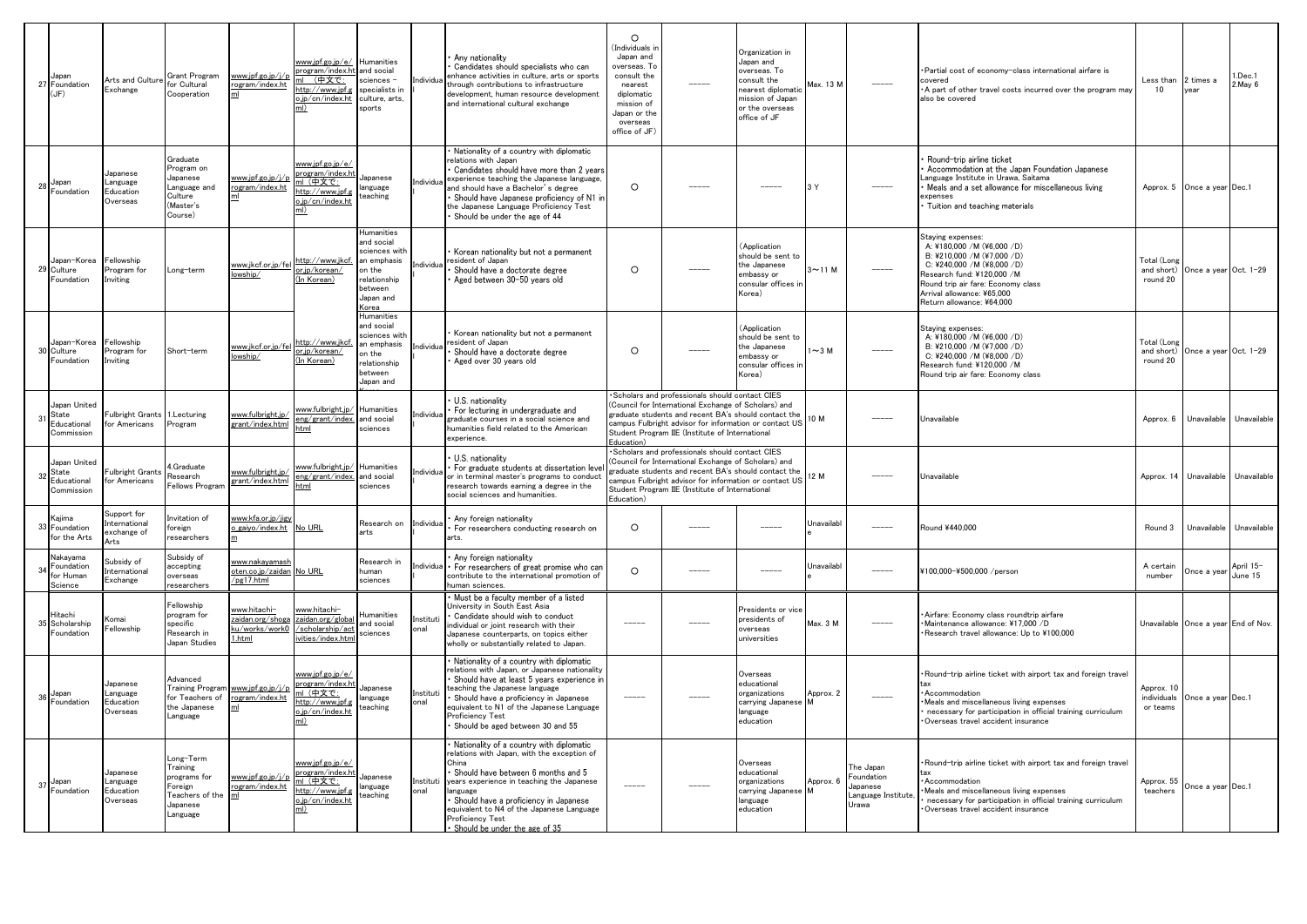| 27 | Japan Foundation (JF) | Arts and Culture Exchange | Grant Program for Cultural Cooperation | www.jpf.go.jp/j/program/index.html | www.jpf.go.jp/e/program/index.html (中文で: http://www.jpf.go.jp/cn/index.html) | Humanities and social sciences - specialists in culture, arts, sports | Individual | ・Any nationality<br>・Candidates should specialists who can enhance activities in culture, arts or sports through contributions to infrastructure development, human resource development and international cultural exchange | ○ (Individuals in Japan and overseas. To consult the nearest diplomatic mission of Japan or the overseas office of JF) | ----- | Organization in Japan and overseas. To consult the nearest diplomatic mission of Japan or the overseas office of JF | Max. 13 M | ----- | ・Partial cost of economy-class international airfare is covered<br>・A part of other travel costs incurred over the program may also be covered | Less than 10 | 2 times a year | 1.Dec.1<br>2.May 6 |
|---|---|---|---|---|---|---|---|---|---|---|---|---|---|---|---|---|---|
| 28 | Japan Foundation | Japanese Language Education Overseas | Graduate Program on Japanese Language and Culture (Master's Course) | www.jpf.go.jp/j/program/index.html | www.jpf.go.jp/e/program/index.html (中文で: http://www.jpf.go.jp/cn/index.html) | Japanese language teaching | Individual | ・Nationality of a country with diplomatic relations with Japan<br>・Candidates should have more than 2 years experience teaching the Japanese language, and should have a Bachelor's degree<br>・Should have Japanese proficiency of N1 in the Japanese Language Proficiency Test<br>・Should be under the age of 44 | ○ | ----- | ----- | 3 Y | ----- | ・Round-trip airline ticket<br>・Accommodation at the Japan Foundation Japanese Language Institute in Urawa, Saitama<br>・Meals and a set allowance for miscellaneous living expenses<br>・Tuition and teaching materials | Approx. 5 | Once a year | Dec.1 |
| 29 | Japan-Korea Culture Foundation | Fellowship Program for Inviting | Long-term | www.jkcf.or.jp/fellowship/ | http://www.jkcf.or.jp/korean/ (In Korean) | Humanities and social sciences with an emphasis on the relationship between Japan and Korea | Individual | ・Korean nationality but not a permanent resident of Japan<br>・Should have a doctorate degree<br>・Aged between 30-50 years old | ○ | ----- | (Application should be sent to the Japanese embassy or consular offices in Korea) | 3~11 M | ----- | Staying expenses:<br>A: ¥180,000 /M (¥6,000 /D)<br>B: ¥210,000 /M (¥7,000 /D)<br>C: ¥240,000 /M (¥8,000 /D)<br>Research fund: ¥120,000 /M<br>Round trip air fare: Economy class<br>Arrival allowance: ¥65,000<br>Return allowance: ¥64,000 | Total (Long and short) round 20 | Once a year | Oct. 1-29 |
| 30 | Japan-Korea Culture Foundation | Fellowship Program for Inviting | Short-term | www.jkcf.or.jp/fellowship/ | http://www.jkcf.or.jp/korean/ (In Korean) | Humanities and social sciences with an emphasis on the relationship between Japan and Korea | Individual | ・Korean nationality but not a permanent resident of Japan<br>・Should have a doctorate degree<br>・Aged over 30 years old | ○ | ----- | (Application should be sent to the Japanese embassy or consular offices in Korea) | 1~3 M | ----- | Staying expenses:<br>A: ¥180,000 /M (¥6,000 /D)<br>B: ¥210,000 /M (¥7,000 /D)<br>C: ¥240,000 /M (¥8,000 /D)<br>Research fund: ¥120,000 /M<br>Round trip air fare: Economy class | Total (Long and short) round 20 | Once a year | Oct. 1-29 |
| 31 | Japan United State Educational Commission | Fulbright Grants for Americans | 1.Lecturing Program | www.fulbright.jp/grant/index.html | www.fulbright.jp/eng/grant/index.html | Humanities and social sciences | Individual | ・U.S. nationality<br>・For lecturing in undergraduate and graduate courses in a social science and humanities field related to the American experience. | ・Scholars and professionals should contact CIES (Council for International Exchange of Scholars) and graduate students and recent BA's should contact the campus Fulbright advisor for information or contact US Student Program IIE (Institute of International Education) | | | 10 M | ----- | Unavailable | Approx. 6 | Unavailable | Unavailable |
| 32 | Japan United State Educational Commission | Fulbright Grants for Americans | 4.Graduate Research Fellows Program | www.fulbright.jp/grant/index.html | www.fulbright.jp/eng/grant/index.html | Humanities and social sciences | Individual | ・U.S. nationality<br>・For graduate students at dissertation level or in terminal master's programs to conduct research towards earning a degree in the social sciences and humanities. | ・Scholars and professionals should contact CIES (Council for International Exchange of Scholars) and graduate students and recent BA's should contact the campus Fulbright advisor for information or contact US Student Program IIE (Institute of International Education) | | | 12 M | ----- | Unavailable | Approx. 14 | Unavailable | Unavailable |
| 33 | Kajima Foundation for the Arts | Support for International exchange of Arts | Invitation of foreign researchers | www.kfa.or.jp/jigyo_gaiyo/index.htm | No URL | Research on arts | Individual | ・Any foreign nationality<br>・For researchers conducting research on arts. | ○ | | ----- | Unavailable | ----- | Round ¥440,000 | Round 3 | Unavailable | Unavailable |
| 34 | Nakayama Foundation for Human Science | Subsidy of International Exchange | Subsidy of accepting overseas researchers | www.nakayamashoten.co.jp/zaidan/pg17.html | No URL | Research in human sciences | Individual | ・Any foreign nationality<br>・For researchers of great promise who can contribute to the international promotion of human sciences. | ○ | ----- | ----- | Unavailable | ----- | ¥100,000-¥500,000 /person | A certain number | Once a year | April 15-June 15 |
| 35 | Hitachi Scholarship Foundation | Komai Fellowship | Fellowship program for specific Research in Japan Studies | www.hitachi-zaidan.org/shogaku/works/work01.html | www.hitachi-zaidan.org/global/scholarship/activities/index.html | Humanities and social sciences | Institutional | ・Must be a faculty member of a listed University in South East Asia<br>・Candidate should wish to conduct individual or joint research with their Japanese counterparts, on topics either wholly or substantially related to Japan. | ----- | ----- | Presidents or vice presidents of overseas universities | Max. 3 M | ----- | ・Airfare: Economy class roundtrip airfare<br>・Maintenance allowance: ¥17,000 /D<br>・Research travel allowance: Up to ¥100,000 | Unavailable | Once a year | End of Nov. |
| 36 | Japan Foundation | Japanese Language Education Overseas | Advanced Training Program for Teachers of the Japanese Language | www.jpf.go.jp/j/program/index.html | www.jpf.go.jp/e/program/index.html (中文で: http://www.jpf.go.jp/cn/index.html) | Japanese language teaching | Institutional | ・Nationality of a country with diplomatic relations with Japan, or Japanese nationality<br>・Should have at least 5 years experience in teaching the Japanese language<br>・Should have a proficiency in Japanese equivalent to N1 of the Japanese Language Proficiency Test<br>・Should be aged between 30 and 55 | ----- | ----- | Overseas educational organizations carrying Japanese language education | Approx. 2 M | ----- | ・Round-trip airline ticket with airport tax and foreign travel tax<br>・Accommodation<br>・Meals and miscellaneous living expenses<br>・necessary for participation in official training curriculum<br>・Overseas travel accident insurance | Approx. 10 individuals or teams | Once a year | Dec.1 |
| 37 | Japan Foundation | Japanese Language Education Overseas | Long-Term Training programs for Foreign Teachers of the Japanese Language | www.jpf.go.jp/j/program/index.html | www.jpf.go.jp/e/program/index.html (中文で: http://www.jpf.go.jp/cn/index.html) | Japanese language teaching | Institutional | ・Nationality of a country with diplomatic relations with Japan, with the exception of China<br>・Should have between 6 months and 5 years experience in teaching the Japanese language<br>・Should have a proficiency in Japanese equivalent to N4 of the Japanese Language Proficiency Test<br>・Should be under the age of 35 | ----- | ----- | Overseas educational organizations carrying Japanese language education | Approx. 6 M | The Japan Foundation Japanese Language Institute, Urawa | ・Round-trip airline ticket with airport tax and foreign travel tax<br>・Accommodation<br>・Meals and miscellaneous living expenses<br>・necessary for participation in official training curriculum<br>・Overseas travel accident insurance | Approx. 55 teachers | Once a year | Dec.1 |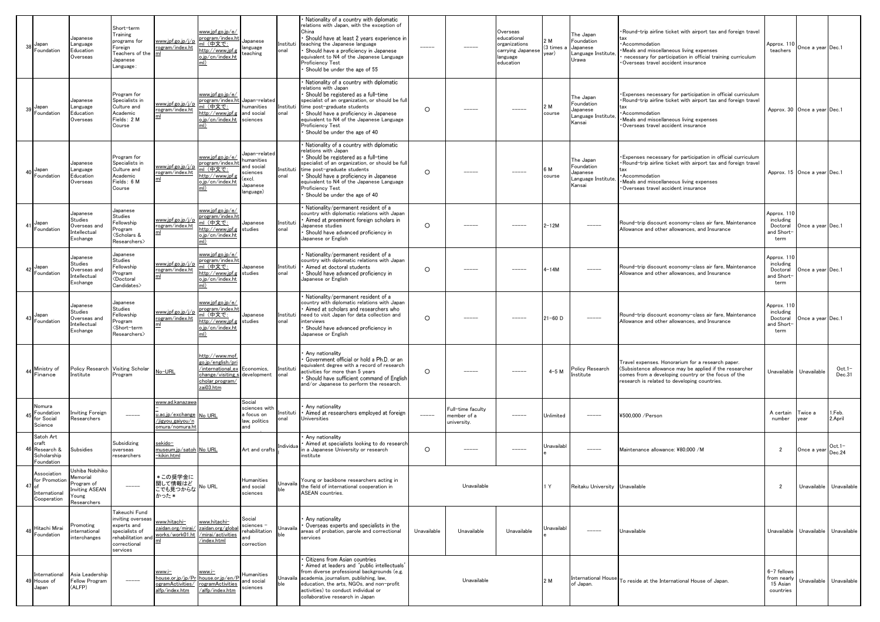| 38 | Japan Foundation | Japanese Language Education Overseas | Short-term Training programs for Foreign Teachers of the Japanese Language: | www.jpf.go.jp/j/program/index.html | www.jpf.go.jp/e/program/index.html（中文で: http://www.jpf.go.jp/cn/index.html） | Japanese language teaching | Institutional | ・Nationality of a country with diplomatic relations with Japan, with the exception of China<br>・Should have at least 2 years experience in teaching the Japanese language<br>・Should have a proficiency in Japanese equivalent to N4 of the Japanese Language Proficiency Test<br>・Should be under the age of 55 | ----- | ----- | Overseas educational organizations carrying Japanese language education | 2 M (3 times a year) | The Japan Foundation Japanese Language Institute, Urawa | ・Round-trip airline ticket with airport tax and foreign travel tax<br>・Accommodation<br>・Meals and miscellaneous living expenses<br>・necessary for participation in official training curriculum<br>・Overseas travel accident insurance | Approx. 110 teachers | Once a year | Dec.1 |
|---|---|---|---|---|---|---|---|---|---|---|---|---|---|---|---|---|---|
| 39 | Japan Foundation | Japanese Language Education Overseas | Program for Specialists in Culture and Academic Fields: 2 M Course | www.jpf.go.jp/j/program/index.html | www.jpf.go.jp/e/program/index.html（中文で: http://www.jpf.go.jp/cn/index.html） | Japan-related humanities and social sciences | Institutional | ・Nationality of a country with diplomatic relations with Japan<br>・Should be registered as a full-time specialist of an organization, or should be full time post-graduate students<br>・Should have a proficiency in Japanese equivalent to N4 of the Japanese Language Proficiency Test<br>・Should be under the age of 40 | ○ | ----- | ----- | 2 M course | The Japan Foundation Japanese Language Institute, Kansai | ・Expenses necessary for participation in official curriculum<br>・Round-trip airline ticket with airport tax and foreign travel tax<br>・Accommodation<br>・Meals and miscellaneous living expenses<br>・Overseas travel accident insurance | Approx. 30 | Once a year | Dec.1 |
| 40 | Japan Foundation | Japanese Language Education Overseas | Program for Specialists in Culture and Academic Fields: 6 M Course | www.jpf.go.jp/j/program/index.html | www.jpf.go.jp/e/program/index.html（中文で: http://www.jpf.go.jp/cn/index.html） | Japan-related humanities and social sciences (excl. Japanese language) | Institutional | ・Nationality of a country with diplomatic relations with Japan<br>・Should be registered as a full-time specialist of an organization, or should be full time post-graduate students<br>・Should have a proficiency in Japanese equivalent to N4 of the Japanese Language Proficiency Test<br>・Should be under the age of 40 | ○ | ----- | ----- | 6 M course | The Japan Foundation Japanese Language Institute, Kansai | ・Expenses necessary for participation in official curriculum<br>・Round-trip airline ticket with airport tax and foreign travel tax<br>・Accommodation<br>・Meals and miscellaneous living expenses<br>・Overseas travel accident insurance | Approx. 15 | Once a year | Dec.1 |
| 41 | Japan Foundation | Japanese Studies Overseas and Intellectual Exchange | Japanese Studies Fellowship Program <Scholars & Researchers> | www.jpf.go.jp/j/program/index.html | www.jpf.go.jp/e/program/index.html（中文で: http://www.jpf.go.jp/cn/index.html） | Japanese studies | Institutional | ・Nationality/permanent resident of a country with diplomatic relations with Japan<br>・Aimed at preeminent foreign scholars in Japanese studies<br>・Should have advanced proficiency in Japanese or English | ○ | ----- | ----- | 2-12M | ----- | Round-trip discount economy-class air fare, Maintenance Allowance and other allowances, and Insurance | Approx. 110 including Doctoral and Short-term | Once a year | Dec.1 |
| 42 | Japan Foundation | Japanese Studies Overseas and Intellectual Exchange | Japanese Studies Fellowship Program <Doctoral Candidates> | www.jpf.go.jp/j/program/index.html | www.jpf.go.jp/e/program/index.html（中文で: http://www.jpf.go.jp/cn/index.html） | Japanese studies | Institutional | ・Nationality/permanent resident of a country with diplomatic relations with Japan<br>・Aimed at doctoral students<br>・Should have advanced proficiency in Japanese or English | ○ | ----- | ----- | 4-14M | ----- | Round-trip discount economy-class air fare, Maintenance Allowance and other allowances, and Insurance | Approx. 110 including Doctoral and Short-term | Once a year | Dec.1 |
| 43 | Japan Foundation | Japanese Studies Overseas and Intellectual Exchange | Japanese Studies Fellowship Program <Short-term Researchers> | www.jpf.go.jp/j/program/index.html | www.jpf.go.jp/e/program/index.html（中文で: http://www.jpf.go.jp/cn/index.html） | Japanese studies | Institutional | ・Nationality/permanent resident of a country with diplomatic relations with Japan<br>・Aimed at scholars and researchers who need to visit Japan for data collection and interviews<br>・Should have advanced proficiency in Japanese or English | ○ | ----- | ----- | 21-60 D | ----- | Round-trip discount economy-class air fare, Maintenance Allowance and other allowances, and Insurance | Approx. 110 including Doctoral and Short-term | Once a year | Dec.1 |
| 44 | Ministry of Finance | Policy Research Institute | Visiting Scholar Program | No-URL | http://www.mof.go.jp/english/pri/international_exchange/visiting_scholar_program/zai03.htm | Economics, development | Institutional | ・Any nationality<br>・Government official or hold a Ph.D. or an equivalent degree with a record of research activities for more than 5 years<br>・Should have sufficient command of English and/or Japanese to perform the research. | ○ | ----- | ----- | 4-5 M | Policy Research Institute | Travel expenses. Honorarium for a research paper. (Subsistence allowance may be applied if the researcher comes from a developing country or the focus of the research is related to developing countries. | Unavailable | Unavailable | Oct.1-Dec.31 |
| 45 | Nomura Foundation for Social Science | Inviting Foreign Researchers | ----- | www.ad.kanazawa-u.ac.jp/exchange/jigyou_gaiyou/nomura.html | No URL | Social sciences with a focus on law, politics and | Institutional | ・Any nationality<br>・Aimed at researchers employed at foreign Universities | ----- | Full-time faculty member of a university. | ----- | Unlimited | ----- | ¥500,000 /Person | A certain number | Twice a year | 1.Feb. 2.April |
| 46 | Satoh Art craft Research & Scholarship Foundation | Subsidies | Subsidizing overseas researchers | sekido-museum.jp/satoh-kikin.html | No URL | Art and crafts | Individual | ・Any nationality<br>・Aimed at specialists looking to do research in a Japanese University or research institute | ○ | ----- | ----- | Unavailable | ----- | Maintenance allowance: ¥80,000 /M | 2 | Once a year | Oct.1-Dec.24 |
| 47 | Association for Promotion of International Cooperation | Ushiba Nobihiko Memorial Program of Inviting ASEAN Young Researchers | ----- | ＊この奨学金に関して情報はどこでも見つからなかった＊ | No URL | Humanities and social sciences | Unavailable | Young or backbone researchers acting in the field of international cooperation in ASEAN countries. | Unavailable | | | 1 Y | Reitaku University | Unavailable | 2 | Unavailable | Unavailable |
| 48 | Hitachi Mirai Foundation | Promoting international interchanges | Takeuchi Fund inviting overseas experts and specialists of rehabilitation and correctional services | www.hitachi-zaidan.org/mirai/works/work01.html | www.hitachi-zaidan.org/global/mirai/activities/index.html | Social sciences - rehabilitation and correction | Unavailable | ・Any nationality<br>・Overseas experts and specialists in the areas of probation, parole and correctional services | Unavailable | Unavailable | Unavailable | Unavailable | ----- | Unavailable | Unavailable | Unavailable | Unavailable |
| 49 | International House of Japan | Asia Leadership Fellow Program (ALFP) | ----- | www.i-house.or.jp/Programs/ProgramActivities/alfp/index.htm | www.i-house.or.jp/en/ProgramActivities/alfp/index.htm | Humanities and social sciences | Unavailable | ・Citizens from Asian countries<br>・Aimed at leaders and 'public intellectuals' from diverse professional backgrounds (e.g. academia, journalism, publishing, law, education, the arts, NGOs, and non-profit activities) to conduct individual or collaborative research in Japan | Unavailable | | | 2 M | International House of Japan. | To reside at the International House of Japan. | 6-7 fellows from nearly 15 Asian countries | Unavailable | Unavailable |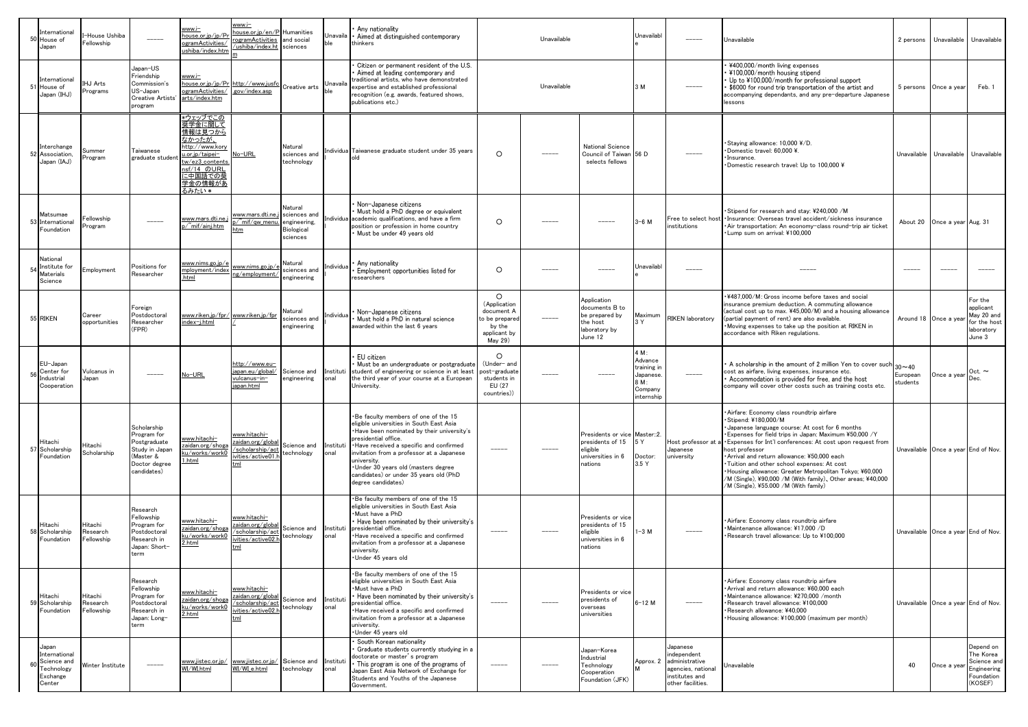| 50 | International House of Japan | I-House Ushiba Fellowship | ----- | www.i-house.or.jp/jp/ProgramActivities/ushiba/index.htm | www.i-house.or.jp/en/ProgramActivities/ushiba/index.htm | Humanities and social sciences | Unavailable | ・Any nationality<br>・Aimed at distinguished contemporary thinkers | Unavailable | | | Unavailable | ----- | Unavailable | 2 persons | Unavailable | Unavailable |
|---|---|---|---|---|---|---|---|---|---|---|---|---|---|---|---|---|---|
| 51 | International House of Japan (IHJ) | IHJ Arts Programs | Japan-US Friendship Commission's US-Japan Creative Artists' program | www.i-house.or.jp/jp/ProgramActivities/arts/index.htm | http://www.jusfc.gov/index.asp | Creative arts | Unavailable | ・Citizen or permanent resident of the U.S.<br>・Aimed at leading contemporary and traditional artists, who have demonstrated expertise and established professional recognition (e.g. awards, featured shows, publications etc.) | Unavailable | | | 3 M | ----- | ・¥400,000/month living expenses<br>・¥100,000/month housing stipend<br>・Up to ¥100,000/month for professional support<br>・$6000 for round trip transportation of the artist and accompanying dependants, and any pre-departure Japanese lessons | 5 persons | Once a year | Feb. 1 |
| 52 | Interchange Association, Japan (IAJ) | Summer Program | Taiwanese graduate student | *ウェッブでこの奨学金に関して情報は見つからなかったが、http://www.koryu.or.jp/taipei-tw/ez3_contents.nsf/14 のURLに中国語での奨学金の情報があるみたい* | No-URL | Natural sciences and technology | Individual | Taiwanese graduate student under 35 years old | ○ | ----- | National Science Council of Taiwan selects fellows | 56 D | ----- | ・Staying allowance: 10,000 ¥/D.<br>・Domestic travel: 60,000 ¥.<br>・Insurance.<br>・Domestic research travel: Up to 100,000 ¥ | Unavailable | Unavailable | Unavailable |
| 53 | Matsumae International Foundation | Fellowship Program | ----- | www.mars.dti.ne.jp/~mif/ainj.htm | www.mars.dti.ne.jp/~mif/gw_menu.htm | Natural sciences and engineering, Biological sciences | Individual | ・Non-Japanese citizens<br>・Must hold a PhD degree or equivalent academic qualifications, and have a firm position or profession in home country<br>・Must be under 49 years old | ○ | ----- | ----- | 3-6 M | Free to select host institutions | ・Stipend for research and stay: ¥240,000 /M<br>・Insurance: Overseas travel accident/sickness insurance<br>・Air transportation: An economy-class round-trip air ticket<br>・Lump sum on arrival: ¥100,000 | About 20 | Once a year | Aug. 31 |
| 54 | National Institute for Materials Science | Employment | Positions for Researcher | www.nims.go.jp/employment/index.html | www.nims.go.jp/eng/employment/ | Natural sciences and engineering | Individual | ・Any nationality<br>・Employment opportunities listed for researchers | ○ | ----- | ----- | Unavailable | ----- | ----- | ----- | ----- | ----- |
| 55 | RIKEN | Career opportunities | Foreign Postdoctoral Researcher (FPR) | www.riken.jp/fpr/index-j.html | www.riken.jp/fpr/ | Natural sciences and engineering | Individual | ・Non-Japanese citizens<br>・Must hold a PhD in natural science awarded within the last 6 years | ○ (Application document A to be prepared by the applicant by May 29) | ----- | Application documents B to be prepared by the host laboratory by June 12 | Maximum 3 Y | RIKEN laboratory | ・¥487,000/M: Gross income before taxes and social insurance premium deduction. A commuting allowance (actual cost up to max. ¥45,000/M) and a housing allowance (partial payment of rent) are also available.<br>・Moving expenses to take up the position at RIKEN in accordance with Riken regulations. | Around 18 | Once a year | For the applicant May 20 and for the host laboratory June 3 |
| 56 | EU-Japan Center for Industrial Cooperation | Vulcanus in Japan | ----- | No-URL | http://www.eu-japan.eu/global/vulcanus-in-japan.html | Science and engineering | Institutional | ・EU citizen<br>・Must be an undergraduate or postgraduate student of engineering or science in at least the third year of your course at a European University. | ○ (Under- and post-graduate students in EU (27 countries)) | ----- | ----- | 4 M: Advance training in Japanese. 8 M: Company internship | ----- | ・A scholarship in the amount of 2 million Yen to cover such cost as airfare, living expenses, insurance etc.<br>・Accommodation is provided for free, and the host company will cover other costs such as training costs etc. | 30～40 European students | Once a year | Oct. ～ Dec. |
| 57 | Hitachi Scholarship Foundation | Hitachi Scholarship | Scholarship Program for Postgraduate Study in Japan (Master & Doctor degree candidates) | www.hitachi-zaidan.org/shogaku/works/work01.html | www.hitachi-zaidan.org/global/scholarship/activities/active01.html | Science and technology | Institutional | ・Be faculty members of one of the 15 eligible universities in South East Asia<br>・Have been nominated by their university's presidential office.<br>・Have received a specific and confirmed invitation from a professor at a Japanese university.<br>・Under 30 years old (masters degree candidates) or under 35 years old (PhD degree candidates) | ----- | ----- | Presidents or vice presidents of 15 eligible universities in 6 nations | Master:2.5 Y<br>Doctor: 3.5 Y | Host professor at a Japanese university | ・Airfare: Economy class roundtrip airfare<br>・Stipend: ¥180,000/M<br>・Japanese language course: At cost for 6 months<br>・Expenses for field trips in Japan: Maximum ¥50,000 /Y<br>・Expenses for Int'l conferences: At cost upon request from host professor<br>・Arrival and return allowance: ¥50,000 each<br>・Tuition and other school expenses: At cost<br>・Housing allowance: Greater Metropolitan Tokyo; ¥60,000 /M (Single), ¥90,000 /M (With family)、Other areas; ¥40,000 /M (Single), ¥55,000 /M (With family) | Unavailable | Once a year | End of Nov. |
| 58 | Hitachi Scholarship Foundation | Hitachi Research Fellowship | Research Fellowship Program for Postdoctoral Research in Japan: Short-term | www.hitachi-zaidan.org/shogaku/works/work02.html | www.hitachi-zaidan.org/global/scholarship/activities/active02.html | Science and technology | Institutional | ・Be faculty members of one of the 15 eligible universities in South East Asia<br>・Must have a PhD<br>・Have been nominated by their university's presidential office.<br>・Have received a specific and confirmed invitation from a professor at a Japanese university.<br>・Under 45 years old | ----- | ----- | Presidents or vice presidents of 15 eligible universities in 6 nations | 1-3 M | ----- | ・Airfare: Economy class roundtrip airfare<br>・Maintenance allowance: ¥17,000 /D<br>・Research travel allowance: Up to ¥100,000 | Unavailable | Once a year | End of Nov. |
| 59 | Hitachi Scholarship Foundation | Hitachi Research Fellowship | Research Fellowship Program for Postdoctoral Research in Japan: Long-term | www.hitachi-zaidan.org/shogaku/works/work02.html | www.hitachi-zaidan.org/global/scholarship/activities/active02.html | Science and technology | Institutional | ・Be faculty members of one of the 15 eligible universities in South East Asia<br>・Must have a PhD<br>・Have been nominated by their university's presidential office.<br>・Have received a specific and confirmed invitation from a professor at a Japanese university.<br>・Under 45 years old | ----- | ----- | Presidents or vice presidents of overseas universities | 6-12 M | ----- | ・Airfare: Economy class roundtrip airfare<br>・Arrival and return allowance: ¥60,000 each<br>・Maintenance allowance: ¥270,000 /month<br>・Research travel allowance: ¥100,000<br>・Research allowance: ¥40,000<br>・Housing allowance: ¥100,000 (maximum per month) | Unavailable | Once a year | End of Nov. |
| 60 | Japan International Science and Technology Exchange Center | Winter Institute | ----- | www.jistec.or.jp/WI/WI.html | www.jistec.or.jp/WI/WI_e.html | Science and technology | Institutional | ・South Korean nationality<br>・Graduate students currently studying in a doctorate or master's program<br>・This program is one of the programs of Japan East Asia Network of Exchange for Students and Youths of the Japanese Government. | ----- | ----- | Japan-Korea Industrial Technology Cooperation Foundation (JFK) | Approx. 2 M | Japanese independent administrative agencies, national institutes and other facilities. | Unavailable | 40 | Once a year | Depend on The Korea Science and Engineering Foundation (KOSEF) |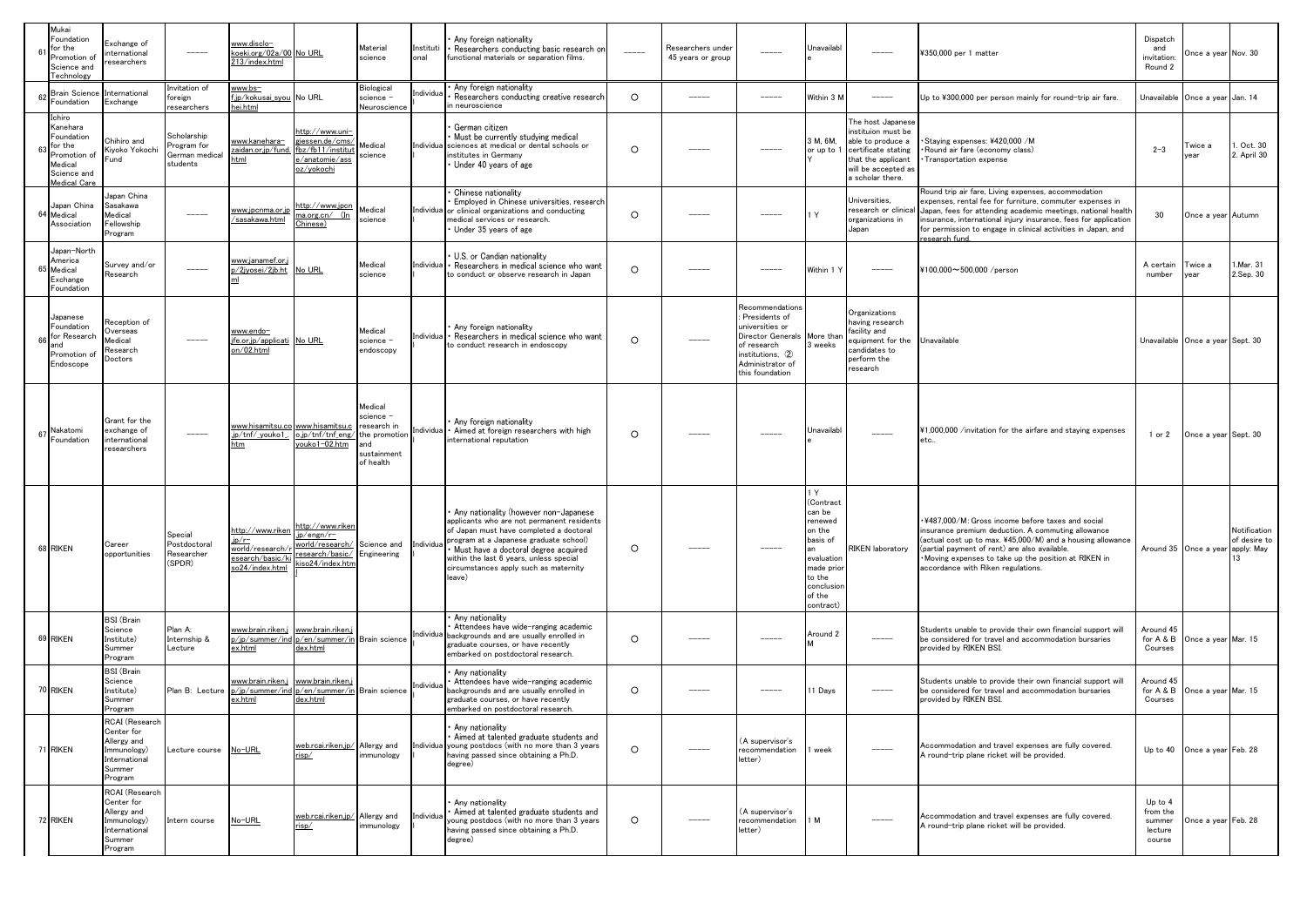| 61 | Mukai Foundation for the Promotion of Science and Technology | Exchange of international researchers | ----- | www.disclo-koeki.org/02a/00213/index.html | No URL | Material science | Institutional | • Any foreign nationality<br>• Researchers conducting basic research on functional materials or separation films. | ----- | Researchers under 45 years or group | ----- | Unavailable | ----- | ¥350,000 per 1 matter | Dispatch and invitation: Round 2 | Once a year | Nov. 30 |
|---|---|---|---|---|---|---|---|---|---|---|---|---|---|---|---|---|---|
| 62 | Brain Science Foundation | International Exchange | Invitation of foreign researchers | www.bs-f.jp/kokusai_syouhei.html | No URL | Biological science – Neuroscience | Individual | • Any foreign nationality<br>• Researchers conducting creative research in neuroscience | ○ | ----- | ----- | Within 3 M | ----- | Up to ¥300,000 per person mainly for round-trip air fare. | Unavailable | Once a year | Jan. 14 |
| 63 | Ichiro Kanehara Foundation for the Promotion of Medical Science and Medical Care | Chihiro and Kiyoko Yokochi Fund | Scholarship Program for German medical students | www.kanehara-zaidan.or.jp/fund.html | http://www.uni-giessen.de/cms/fbz/fb11/institute/anatomie/assoz/yokochi | Medical science | Individual | • German citizen<br>• Must be currently studying medical sciences at medical or dental schools or institutes in Germany<br>• Under 40 years of age | ○ | ----- | ----- | 3 M, 6M, or up to 1 Y | The host Japanese instituion must be able to produce a certificate stating that the applicant will be accepted as a scholar there. | ・Staying expenses: ¥420,000 /M<br>・Round air fare (economy class)<br>・Transportation expense | 2–3 | Twice a year | 1. Oct. 30<br>2. April 30 |
| 64 | Japan China Medical Association | Japan China Sasakawa Medical Fellowship Program | ----- | www.jpcnma.or.jp/sasakawa.html | http://www.jpcnma.org.cn/ (In Chinese) | Medical science | Individual | • Chinese nationality<br>• Employed in Chinese universities, research or clinical organizations and conducting medical services or research.<br>• Under 35 years of age | ○ | ----- | ----- | 1 Y | Universities, research or clinical organizations in Japan | Round trip air fare, Living expenses, accommodation expenses, rental fee for furniture, commuter expenses in Japan, fees for attending academic meetings, national health insurance, international injury insurance, fees for application for permission to engage in clinical activities in Japan, and research fund. | 30 | Once a year | Autumn |
| 65 | Japan-North America Medical Exchange Foundation | Survey and/or Research | ----- | www.janamef.or.jp/2jyosei/2jb.html | No URL | Medical science | Individual | • U.S. or Candian nationality<br>• Researchers in medical science who want to conduct or observe research in Japan | ○ | ----- | ----- | Within 1 Y | ----- | ¥100,000～500,000 /person | A certain number | Twice a year | 1.Mar. 31<br>2.Sep. 30 |
| 66 | Japanese Foundation for Research and Promotion of Endoscope | Reception of Overseas Medical Research Doctors | ----- | www.endo-jfe.or.jp/application/02.html | No URL | Medical science – endoscopy | Individual | • Any foreign nationality<br>• Researchers in medical science who want to conduct research in endoscopy | ○ | ----- | Recommendations: Presidents of universities or Director Generals of research institutions, ② Administrator of this foundation | More than 3 weeks | Organizations having research facility and equipment for the candidates to perform the research | Unavailable | Unavailable | Once a year | Sept. 30 |
| 67 | Nakatomi Foundation | Grant for the exchange of international researchers | ----- | www.hisamitsu.co.jp/tnf/_youko1_.htm | www.hisamitsu.co.jp/tnf/tnf_eng/youko1-02.htm | Medical science – research in the promotion and sustainment of health | Individual | • Any foreign nationality<br>• Aimed at foreign researchers with high international reputation | ○ | ----- | ----- | Unavailable | ----- | ¥1,000,000 /invitation for the airfare and staying expenses etc.. | 1 or 2 | Once a year | Sept. 30 |
| 68 | RIKEN | Career opportunities | Special Postdoctoral Researcher (SPDR) | http://www.riken.jp/r-world/research/research/basic/kiso24/index.html | http://www.riken.jp/engn/r-world/research/research/basic/kiso24/index.html | Science and Engineering | Individual | • Any nationality (however non-Japanese applicants who are not permanent residents of Japan must have completed a doctoral program at a Japanese graduate school)<br>• Must have a doctoral degree acquired within the last 6 years, unless special circumstances apply such as maternity leave) | ○ | ----- | ----- | 1 Y (Contract can be renewed on the basis of an evaluation made prior to the conclusion of the contract) | RIKEN laboratory | ・¥487,000/M: Gross income before taxes and social insurance premium deduction. A commuting allowance (actual cost up to max. ¥45,000/M) and a housing allowance (partial payment of rent) are also available.<br>・Moving expenses to take up the position at RIKEN in accordance with Riken regulations. | Around 35 | Once a year | Notification of desire to apply: May 13 |
| 69 | RIKEN | BSI (Brain Science Institute) Summer Program | Plan A: Internship & Lecture | www.brain.riken.jp/jp/summer/index.html | www.brain.riken.jp/en/summer/index.html | Brain science | Individual | • Any nationality<br>• Attendees have wide-ranging academic backgrounds and are usually enrolled in graduate courses, or have recently embarked on postdoctoral research. | ○ | ----- | ----- | Around 2 M | ----- | Students unable to provide their own financial support will be considered for travel and accommodation bursaries provided by RIKEN BSI. | Around 45 for A & B Courses | Once a year | Mar. 15 |
| 70 | RIKEN | BSI (Brain Science Institute) Summer Program | Plan B: Lecture | www.brain.riken.jp/jp/summer/index.html | www.brain.riken.jp/en/summer/index.html | Brain science | Individual | • Any nationality<br>• Attendees have wide-ranging academic backgrounds and are usually enrolled in graduate courses, or have recently embarked on postdoctoral research. | ○ | ----- | ----- | 11 Days | ----- | Students unable to provide their own financial support will be considered for travel and accommodation bursaries provided by RIKEN BSI. | Around 45 for A & B Courses | Once a year | Mar. 15 |
| 71 | RIKEN | RCAI (Research Center for Allergy and Immunology) International Summer Program | Lecture course | No-URL | web.rcai.riken.jp/risp/ | Allergy and immunology | Individual | • Any nationality<br>• Aimed at talented graduate students and young postdocs (with no more than 3 years having passed since obtaining a Ph.D. degree) | ○ | ----- | (A supervisor's recommendation letter) | 1 week | ----- | Accommodation and travel expenses are fully covered. A round-trip plane ricket will be provided. | Up to 40 | Once a year | Feb. 28 |
| 72 | RIKEN | RCAI (Research Center for Allergy and Immunology) International Summer Program | Intern course | No-URL | web.rcai.riken.jp/risp/ | Allergy and immunology | Individual | • Any nationality<br>• Aimed at talented graduate students and young postdocs (with no more than 3 years having passed since obtaining a Ph.D. degree) | ○ | ----- | (A supervisor's recommendation letter) | 1 M | ----- | Accommodation and travel expenses are fully covered. A round-trip plane ricket will be provided. | Up to 4 from the summer lecture course | Once a year | Feb. 28 |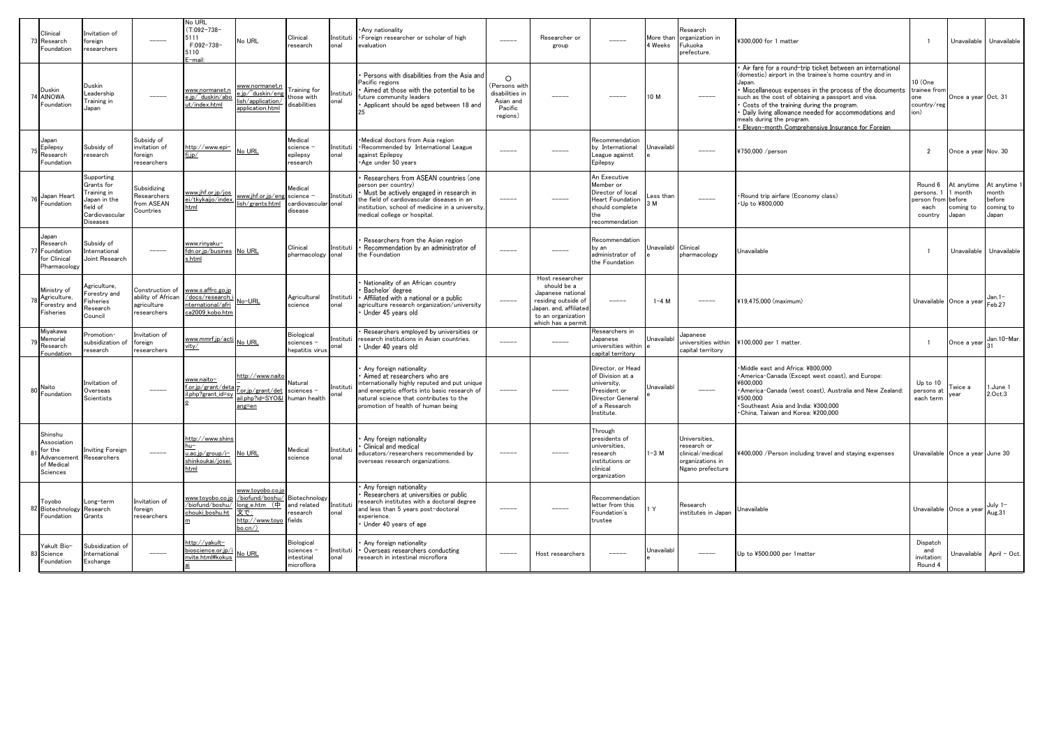| | | | | | | | | | | | | | | | | | | |
|---|---|---|---|---|---|---|---|---|---|---|---|---|---|---|---|---|---|---|
| 73 | Clinical Research Foundation | Invitation of foreign researchers | ―――― | No URL (T:092-738-5111 F:092-738-5110 E-mail: | No URL | Clinical research | Institutional | ・Any nationality ・Foreign researcher or scholar of high evaluation | ―――― | Researcher or group | ―――― | More than 4 Weeks | Research organization in Fukuoka prefecture. | ¥300,000 for 1 matter | 1 | Unavailable | Unavailable |
| 74 | Duskin AINOWA Foundation | Duskin Leadership Training in Japan | ―――― | www.normanet.ne.jp/~duskin/about/index.html | www.normanet.ne.jp/~duskin/english/application/application.html | Training for those with disabilities | Institutional | ・Persons with disabilities from the Asia and Pacific regions ・Aimed at those with the potential to be future community leaders ・Applicant should be aged between 18 and 25 | ○ (Persons with disabilities in Asian and Pacific regions) | ―――― | ―――― | 10 M | ―――― | ・Air fare for a round-trip ticket between an international (domestic) airport in the trainee's home country and in Japan. ・Miscellaneous expenses in the process of the documents such as the cost of obtaining a passport and visa. ・Costs of the training during the program. ・Daily living allowance needed for accommodations and meals during the program. ・Eleven-month Comprehensive Insurance for Foreign | 10 (One trainee from one country/region) | Once a year | Oct. 31 |
| 75 | Japan Epilepsy Research Foundation | Subsidy of research | Subsidy of invitation of foreign researchers | http://www.epi-fj.jp/ | No URL | Medical science - epilepsy research | Institutional | ・Medical doctors from Asia region ・Recommended by International League against Epilepsy ・Age under 50 years | ―――― | ―――― | Recommendation by International League against Epilepsy | Unavailable | ―――― | ¥750,000 /person | 2 | Once a year | Nov. 30 |
| 76 | Japan Heart Foundation | Supporting Grants for Training in Japan in the field of Cardiovascular Diseases | Subsidizing Researchers from ASEAN Countries | www.jhf.or.jp/josei/tkykaijo/index.html | www.jhf.or.jp/english/grants.html | Medical science - cardiovascular disease | Institutional | ・Researchers from ASEAN countries (one person per country) ・Must be actively engaged in research in the field of cardiovascular diseases in an institution, school of medicine in a university, medical college or hospital. | ―――― | ―――― | An Executive Member or Director of local Heart Foundation should complete the recommendation | Less than 3 M | ―――― | ・Round trip airfare (Economy class) ・Up to ¥800,000 | Round 6 persons. 1 person from each country | At anytime 1 month before coming to Japan | At anytime 1 month before coming to Japan |
| 77 | Japan Research Foundation for Clinical Pharmacology | Subsidy of International Joint Research | ―――― | www.rinyaku-fdn.or.jp/business.html | No URL | Clinical pharmacology | Institutional | ・Researchers from the Asian region ・Recommendation by an administrator of the Foundation | ―――― | ―――― | Recommendation by an administrator of the Foundation | Unavailable | Clinical pharmacology | Unavailable | 1 | Unavailable | Unavailable |
| 78 | Ministry of Agriculture, Forestry and Fisheries | Agriculture, Forestry and Fisheries Research Council | Construction of ability of African agriculture researchers | www.s.affrc.go.jp/docs/research/international/africa2009_kobo.htm | No-URL | Agricultural science | Institutional | ・Nationality of an African country ・Bachelor' degree ・Affiliated with a national or a public agriculture research organization/university ・Under 45 years old | ―――― | Host researcher should be a Japanese national residing outside of Japan, and, affiliated to an organization which has a permit | ―――― | 1-4 M | ―――― | ¥19,475,000 (maximum) | Unavailable | Once a year | Jan.1-Feb.27 |
| 79 | Miyakawa Memorial Research Foundation | Promotion・subsidization of research | Invitation of foreign researchers | www.mmrf.jp/activity/ | No URL | Biological sciences - hepatitis virus | Institutional | ・Researchers employed by universities or research institutions in Asian countries. ・Under 40 years old | ―――― | ―――― | Researchers in Japanese universities within capital territory | Unavailable | Japanese universities within capital territory | ¥100,000 per 1 matter. | 1 | Once a year | Jan.10-Mar.31 |
| 80 | Naito Foundation | Invitation of Overseas Scientists | ―――― | www.naito-f.or.jp/grant/detail.php?grant_id=syo | http://www.naito-f.or.jp/grant/detail.php?id=SYO&lang=en | Natural sciences - human health | Institutional | ・Any foreign nationality ・Aimed at researchers who are internationally highly reputed and put unique and energetic efforts into basic research of natural science that contributes to the promotion of health of human being | ―――― | ―――― | Director, or Head of Division at a university, President or Director General of a Research Institute. | Unavailable | ―――― | ・Middle east and Africa: ¥800,000 ・America・Canada (Except west coast), and Europe: ¥600,000 ・America・Canada (west coast), Australia and New Zealand: ¥500,000 ・Southeast Asia and India: ¥300,000 ・China, Taiwan and Korea: ¥200,000 | Up to 10 persons at each term | Twice a year | 1.June 1 2.Oct.3 |
| 81 | Shinshu Association for the Advancement of Medical Sciences | Inviting Foreign Researchers | ―――― | http://www.shinshu-u.ac.jp/group/i-shinkoukai/josei.html | No URL | Medical science | Institutional | ・Any foreign nationality ・Clinical and medical educators/researchers recommended by overseas research organizations. | ―――― | ―――― | Through presidents of universities, research institutions or clinical organization | 1-3 M | Universities, research or clinical/medical organizations in Ngano prefecture | ¥400,000 /Person including travel and staying expenses | Unavailable | Once a year | June 30 |
| 82 | Toyobo Biotechnology Foundation | Long-term Research Grants | Invitation of foreign researchers | www.toyobo.co.jp/biofund/boshu/chouki.boshu.htm | www.toyobo.co.jp/biofund/boshu/long_e.htm (中文で: http://www.toyobo.cn/) | Biotechnology and related research fields | Institutional | ・Any foreign nationality ・Researchers at universities or public research institutes with a doctoral degree and less than 5 years post-doctoral experience. ・Under 40 years of age | ―――― | ―――― | Recommendation letter from this Foundation's trustee | 1 Y | Research institutes in Japan | Unavailable | Unavailable | Once a year | July 1-Aug.31 |
| 83 | Yakult Bio-Science Foundation | Subsidization of International Exchange | ―――― | http://yakult-bioscience.or.jp/invite.html#kokusai | No URL | Biological sciences - intestinal microflora | Institutional | ・Any foreign nationality ・Overseas researchers conducting research in intestinal microflora | ―――― | Host researchers | ―――― | Unavailable | ―――― | Up to ¥500,000 per 1matter | Dispatch and invitation: Round 4 | Unavailable | April - Oct. |